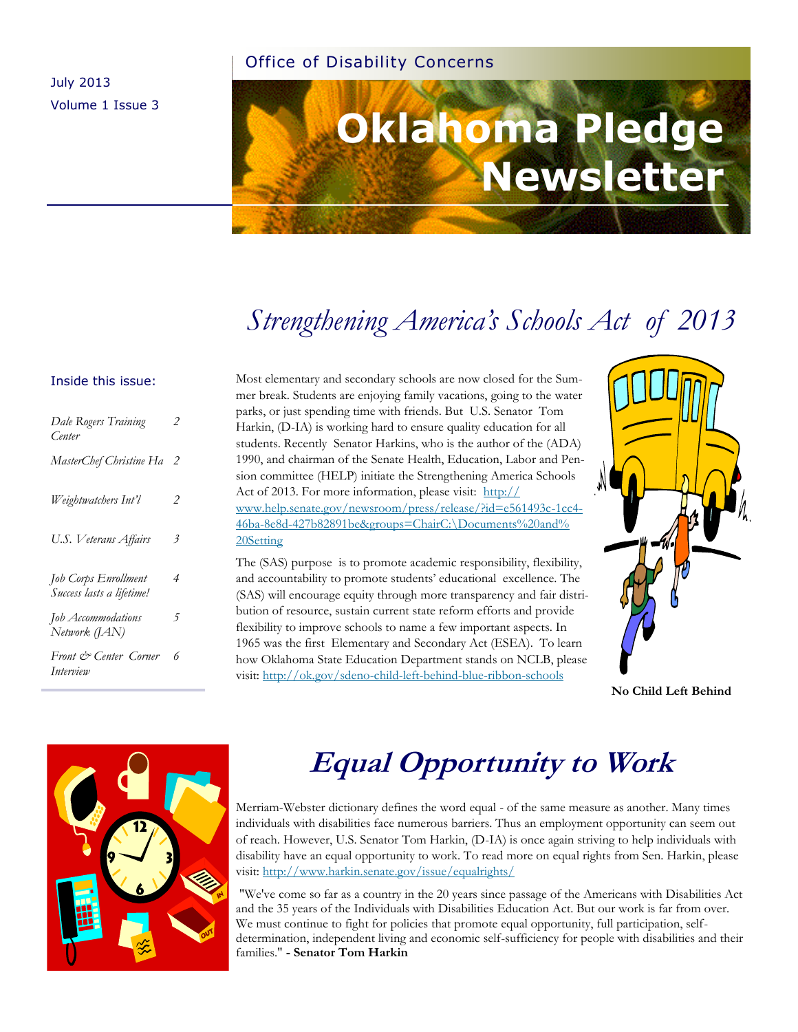July 2013
Volume 1 Issue 3

Office of Disability Concerns

# Oklahoma Pledge Newsletter

**Inside this issue:**

| | |
|---|---|
| *Dale Rogers Training Center* | 2 |
| *MasterChef Christine Ha* | 2 |
| *Weightwatchers Int'l* | 2 |
| *U.S. Veterans Affairs* | 3 |
| *Job Corps Enrollment Success lasts a lifetime!* | 4 |
| *Job Accommodations Network (JAN)* | 5 |
| *Front & Center Corner Interview* | 6 |

## *Strengthening America's Schools Act of 2013*

Most elementary and secondary schools are now closed for the Summer break. Students are enjoying family vacations, going to the water parks, or just spending time with friends. But U.S. Senator Tom Harkin, (D-IA) is working hard to ensure quality education for all students. Recently Senator Harkins, who is the author of the (ADA) 1990, and chairman of the Senate Health, Education, Labor and Pension committee (HELP) initiate the Strengthening America Schools Act of 2013. For more information, please visit: http://www.help.senate.gov/newsroom/press/release/?id=e561493c-1cc4-46ba-8e8d-427b82891be&groups=ChairC:\Documents%20and%20Setting

The (SAS) purpose is to promote academic responsibility, flexibility, and accountability to promote students' educational excellence. The (SAS) will encourage equity through more transparency and fair distribution of resource, sustain current state reform efforts and provide flexibility to improve schools to name a few important aspects. In 1965 was the first Elementary and Secondary Act (ESEA). To learn how Oklahoma State Education Department stands on NCLB, please visit: http://ok.gov/sdeno-child-left-behind-blue-ribbon-schools

**No Child Left Behind**

## *Equal Opportunity to Work*

Merriam-Webster dictionary defines the word equal - of the same measure as another. Many times individuals with disabilities face numerous barriers. Thus an employment opportunity can seem out of reach. However, U.S. Senator Tom Harkin, (D-IA) is once again striving to help individuals with disability have an equal opportunity to work. To read more on equal rights from Sen. Harkin, please visit: http://www.harkin.senate.gov/issue/equalrights/

"We've come so far as a country in the 20 years since passage of the Americans with Disabilities Act and the 35 years of the Individuals with Disabilities Education Act. But our work is far from over. We must continue to fight for policies that promote equal opportunity, full participation, self-determination, independent living and economic self-sufficiency for people with disabilities and their families." **- Senator Tom Harkin**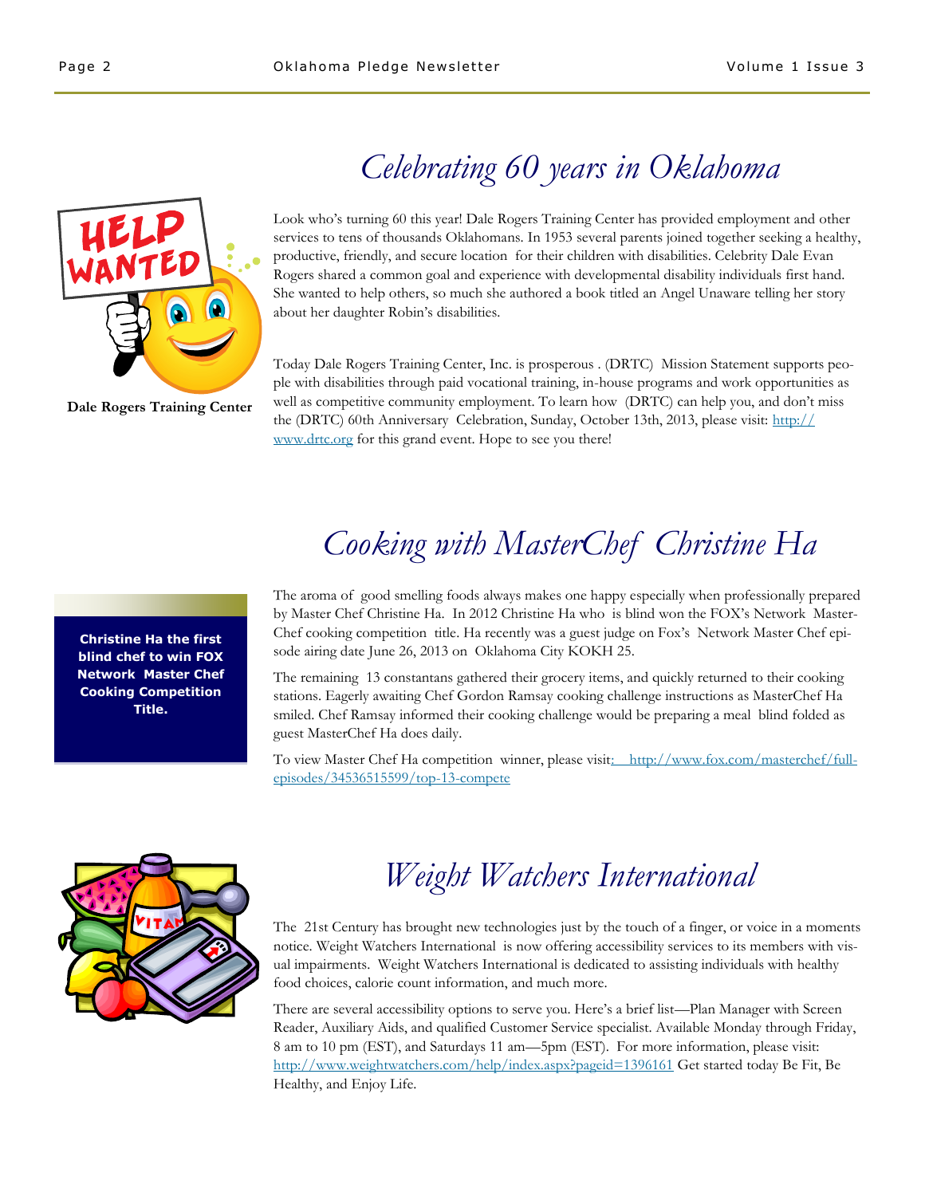# *Celebrating 60 years in Oklahoma*

Dale Rogers Training Center

Look who's turning 60 this year! Dale Rogers Training Center has provided employment and other services to tens of thousands Oklahomans. In 1953 several parents joined together seeking a healthy, productive, friendly, and secure location for their children with disabilities. Celebrity Dale Evan Rogers shared a common goal and experience with developmental disability individuals first hand. She wanted to help others, so much she authored a book titled an Angel Unaware telling her story about her daughter Robin's disabilities.

Today Dale Rogers Training Center, Inc. is prosperous . (DRTC) Mission Statement supports people with disabilities through paid vocational training, in-house programs and work opportunities as well as competitive community employment. To learn how (DRTC) can help you, and don't miss the (DRTC) 60th Anniversary Celebration, Sunday, October 13th, 2013, please visit: http://www.drtc.org for this grand event. Hope to see you there!

# *Cooking with MasterChef Christine Ha*

**Christine Ha the first blind chef to win FOX Network Master Chef Cooking Competition Title.**

The aroma of good smelling foods always makes one happy especially when professionally prepared by Master Chef Christine Ha. In 2012 Christine Ha who is blind won the FOX's Network MasterChef cooking competition title. Ha recently was a guest judge on Fox's Network Master Chef episode airing date June 26, 2013 on Oklahoma City KOKH 25.

The remaining 13 constantans gathered their grocery items, and quickly returned to their cooking stations. Eagerly awaiting Chef Gordon Ramsay cooking challenge instructions as MasterChef Ha smiled. Chef Ramsay informed their cooking challenge would be preparing a meal blind folded as guest MasterChef Ha does daily.

To view Master Chef Ha competition winner, please visit: http://www.fox.com/masterchef/full-episodes/34536515599/top-13-compete

# *Weight Watchers International*

The 21st Century has brought new technologies just by the touch of a finger, or voice in a moments notice. Weight Watchers International is now offering accessibility services to its members with visual impairments. Weight Watchers International is dedicated to assisting individuals with healthy food choices, calorie count information, and much more.

There are several accessibility options to serve you. Here's a brief list—Plan Manager with Screen Reader, Auxiliary Aids, and qualified Customer Service specialist. Available Monday through Friday, 8 am to 10 pm (EST), and Saturdays 11 am—5pm (EST). For more information, please visit: http://www.weightwatchers.com/help/index.aspx?pageid=1396161 Get started today Be Fit, Be Healthy, and Enjoy Life.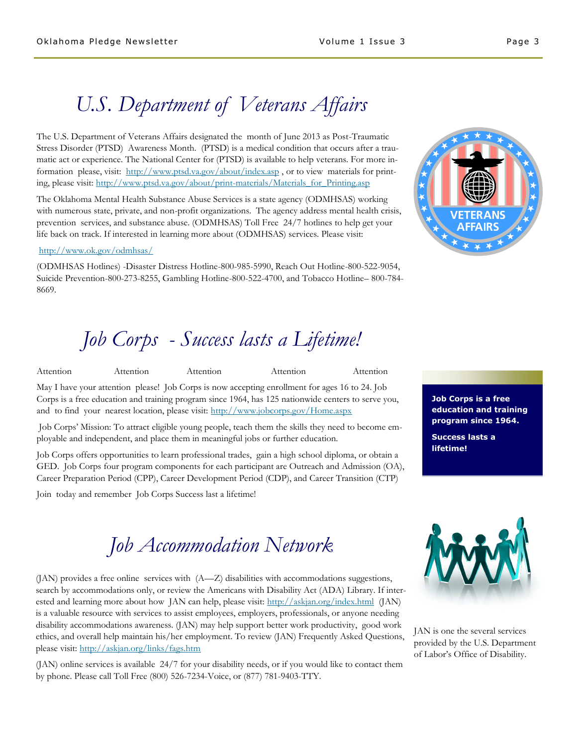# *U.S. Department of Veterans Affairs*

The U.S. Department of Veterans Affairs designated the month of June 2013 as Post-Traumatic Stress Disorder (PTSD) Awareness Month. (PTSD) is a medical condition that occurs after a traumatic act or experience. The National Center for (PTSD) is available to help veterans. For more information please, visit: http://www.ptsd.va.gov/about/index.asp , or to view materials for printing, please visit: http://www.ptsd.va.gov/about/print-materials/Materials_for_Printing.asp

The Oklahoma Mental Health Substance Abuse Services is a state agency (ODMHSAS) working with numerous state, private, and non-profit organizations. The agency address mental health crisis, prevention services, and substance abuse. (ODMHSAS) Toll Free 24/7 hotlines to help get your life back on track. If interested in learning more about (ODMHSAS) services. Please visit:

http://www.ok.gov/odmhsas/

(ODMHSAS Hotlines) -Disaster Distress Hotline-800-985-5990, Reach Out Hotline-800-522-9054, Suicide Prevention-800-273-8255, Gambling Hotline-800-522-4700, and Tobacco Hotline– 800-784-8669.

# *Job Corps - Success lasts a Lifetime!*

Attention Attention Attention Attention Attention

May I have your attention please! Job Corps is now accepting enrollment for ages 16 to 24. Job Corps is a free education and training program since 1964, has 125 nationwide centers to serve you, and to find your nearest location, please visit: http://www.jobcorps.gov/Home.aspx

Job Corps' Mission: To attract eligible young people, teach them the skills they need to become employable and independent, and place them in meaningful jobs or further education.

Job Corps offers opportunities to learn professional trades, gain a high school diploma, or obtain a GED. Job Corps four program components for each participant are Outreach and Admission (OA), Career Preparation Period (CPP), Career Development Period (CDP), and Career Transition (CTP)

Join today and remember Job Corps Success last a lifetime!

**Job Corps is a free education and training program since 1964.**

**Success lasts a lifetime!**

# *Job Accommodation Network*

(JAN) provides a free online services with (A—Z) disabilities with accommodations suggestions, search by accommodations only, or review the Americans with Disability Act (ADA) Library. If interested and learning more about how JAN can help, please visit: http://askjan.org/index.html (JAN) is a valuable resource with services to assist employees, employers, professionals, or anyone needing disability accommodations awareness. (JAN) may help support better work productivity, good work ethics, and overall help maintain his/her employment. To review (JAN) Frequently Asked Questions, please visit: http://askjan.org/links/faqs.htm

(JAN) online services is available 24/7 for your disability needs, or if you would like to contact them by phone. Please call Toll Free (800) 526-7234-Voice, or (877) 781-9403-TTY.

JAN is one the several services provided by the U.S. Department of Labor's Office of Disability.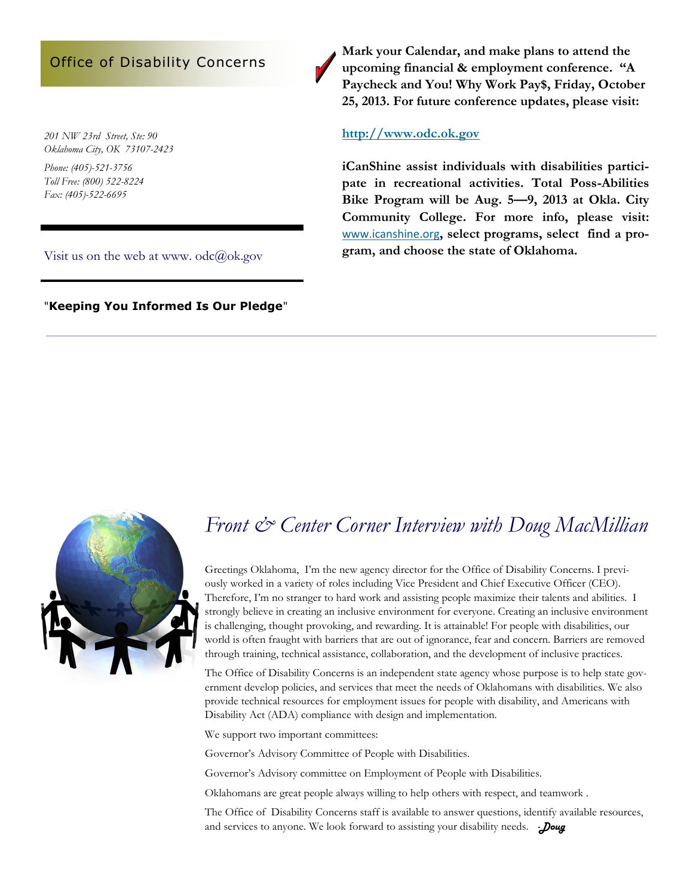## Office of Disability Concerns

*201 NW 23rd Street, Ste: 90*
*Oklahoma City, OK 73107-2423*

*Phone: (405)-521-3756*
*Toll Free: (800) 522-8224*
*Fax: (405)-522-6695*

Visit us on the web at www. odc@ok.gov

"**Keeping You Informed Is Our Pledge**"

**Mark your Calendar, and make plans to attend the upcoming financial & employment conference. "A Paycheck and You! Why Work Pay$, Friday, October 25, 2013. For future conference updates, please visit:**

**http://www.odc.ok.gov**

**iCanShine assist individuals with disabilities participate in recreational activities. Total Poss-Abilities Bike Program will be Aug. 5—9, 2013 at Okla. City Community College. For more info, please visit:** www.icanshine.org**, select programs, select find a program, and choose the state of Oklahoma.**

## *Front & Center Corner Interview with Doug MacMillian*

Greetings Oklahoma, I'm the new agency director for the Office of Disability Concerns. I previously worked in a variety of roles including Vice President and Chief Executive Officer (CEO). Therefore, I'm no stranger to hard work and assisting people maximize their talents and abilities. I strongly believe in creating an inclusive environment for everyone. Creating an inclusive environment is challenging, thought provoking, and rewarding. It is attainable! For people with disabilities, our world is often fraught with barriers that are out of ignorance, fear and concern. Barriers are removed through training, technical assistance, collaboration, and the development of inclusive practices.

The Office of Disability Concerns is an independent state agency whose purpose is to help state government develop policies, and services that meet the needs of Oklahomans with disabilities. We also provide technical resources for employment issues for people with disability, and Americans with Disability Act (ADA) compliance with design and implementation.

We support two important committees:

Governor's Advisory Committee of People with Disabilities.

Governor's Advisory committee on Employment of People with Disabilities.

Oklahomans are great people always willing to help others with respect, and teamwork .

The Office of Disability Concerns staff is available to answer questions, identify available resources, and services to anyone. We look forward to assisting your disability needs. *-Doug*